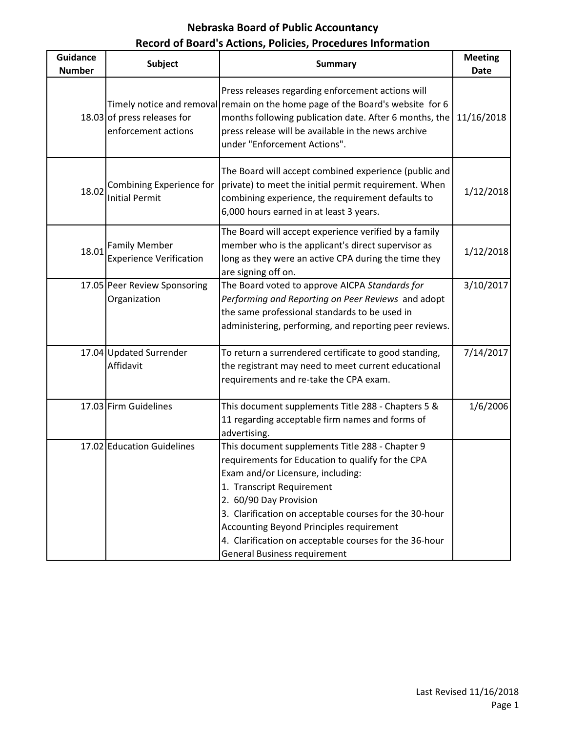# Nebraska Board of Public Accountancy
## Record of Board's Actions, Policies, Procedures Information

| Guidance Number | Subject | Summary | Meeting Date |
|---|---|---|---|
| 18.03 | Timely notice and removal of press releases for enforcement actions | Press releases regarding enforcement actions will remain on the home page of the Board's website for 6 months following publication date. After 6 months, the press release will be available in the news archive under "Enforcement Actions". | 11/16/2018 |
| 18.02 | Combining Experience for Initial Permit | The Board will accept combined experience (public and private) to meet the initial permit requirement. When combining experience, the requirement defaults to 6,000 hours earned in at least 3 years. | 1/12/2018 |
| 18.01 | Family Member Experience Verification | The Board will accept experience verified by a family member who is the applicant's direct supervisor as long as they were an active CPA during the time they are signing off on. | 1/12/2018 |
| 17.05 | Peer Review Sponsoring Organization | The Board voted to approve AICPA *Standards for Performing and Reporting on Peer Reviews* and adopt the same professional standards to be used in administering, performing, and reporting peer reviews. | 3/10/2017 |
| 17.04 | Updated Surrender Affidavit | To return a surrendered certificate to good standing, the registrant may need to meet current educational requirements and re-take the CPA exam. | 7/14/2017 |
| 17.03 | Firm Guidelines | This document supplements Title 288 - Chapters 5 & 11 regarding acceptable firm names and forms of advertising. | 1/6/2006 |
| 17.02 | Education Guidelines | This document supplements Title 288 - Chapter 9 requirements for Education to qualify for the CPA Exam and/or Licensure, including:<br>1. Transcript Requirement<br>2. 60/90 Day Provision<br>3. Clarification on acceptable courses for the 30-hour Accounting Beyond Principles requirement<br>4. Clarification on acceptable courses for the 36-hour General Business requirement | |

Last Revised 11/16/2018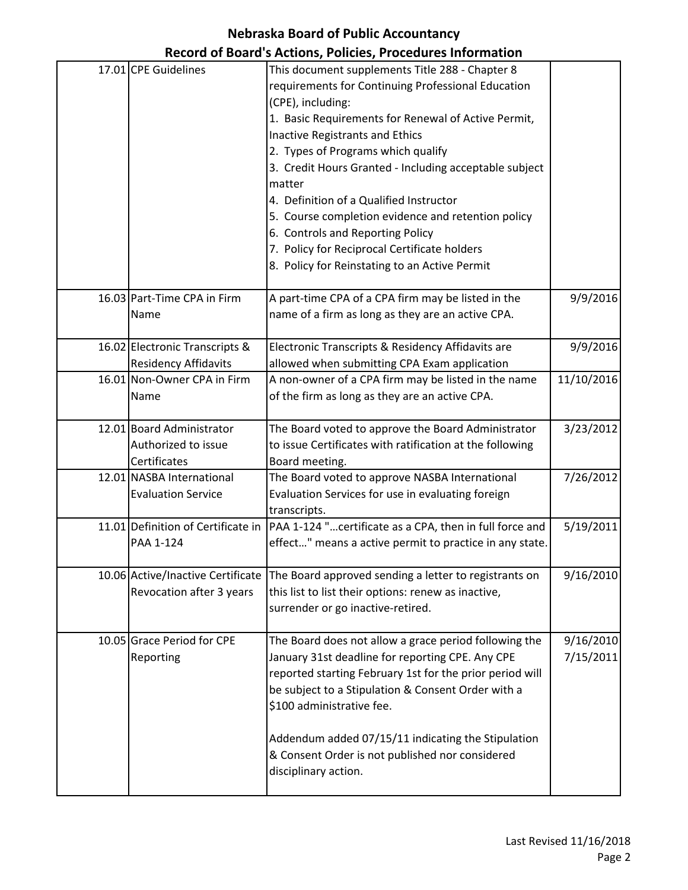# Nebraska Board of Public Accountancy

## Record of Board's Actions, Policies, Procedures Information

| | | | |
|---|---|---|---|
| 17.01 | CPE Guidelines | This document supplements Title 288 - Chapter 8 requirements for Continuing Professional Education (CPE), including:<br>1. Basic Requirements for Renewal of Active Permit, Inactive Registrants and Ethics<br>2. Types of Programs which qualify<br>3. Credit Hours Granted - Including acceptable subject matter<br>4. Definition of a Qualified Instructor<br>5. Course completion evidence and retention policy<br>6. Controls and Reporting Policy<br>7. Policy for Reciprocal Certificate holders<br>8. Policy for Reinstating to an Active Permit | |
| 16.03 | Part-Time CPA in Firm Name | A part-time CPA of a CPA firm may be listed in the name of a firm as long as they are an active CPA. | 9/9/2016 |
| 16.02 | Electronic Transcripts & Residency Affidavits | Electronic Transcripts & Residency Affidavits are allowed when submitting CPA Exam application | 9/9/2016 |
| 16.01 | Non-Owner CPA in Firm Name | A non-owner of a CPA firm may be listed in the name of the firm as long as they are an active CPA. | 11/10/2016 |
| 12.01 | Board Administrator Authorized to issue Certificates | The Board voted to approve the Board Administrator to issue Certificates with ratification at the following Board meeting. | 3/23/2012 |
| 12.01 | NASBA International Evaluation Service | The Board voted to approve NASBA International Evaluation Services for use in evaluating foreign transcripts. | 7/26/2012 |
| 11.01 | Definition of Certificate in PAA 1-124 | PAA 1-124 "…certificate as a CPA, then in full force and effect…" means a active permit to practice in any state. | 5/19/2011 |
| 10.06 | Active/Inactive Certificate Revocation after 3 years | The Board approved sending a letter to registrants on this list to list their options: renew as inactive, surrender or go inactive-retired. | 9/16/2010 |
| 10.05 | Grace Period for CPE Reporting | The Board does not allow a grace period following the January 31st deadline for reporting CPE. Any CPE reported starting February 1st for the prior period will be subject to a Stipulation & Consent Order with a $100 administrative fee.<br><br>Addendum added 07/15/11 indicating the Stipulation & Consent Order is not published nor considered disciplinary action. | 9/16/2010<br>7/15/2011 |

Last Revised 11/16/2018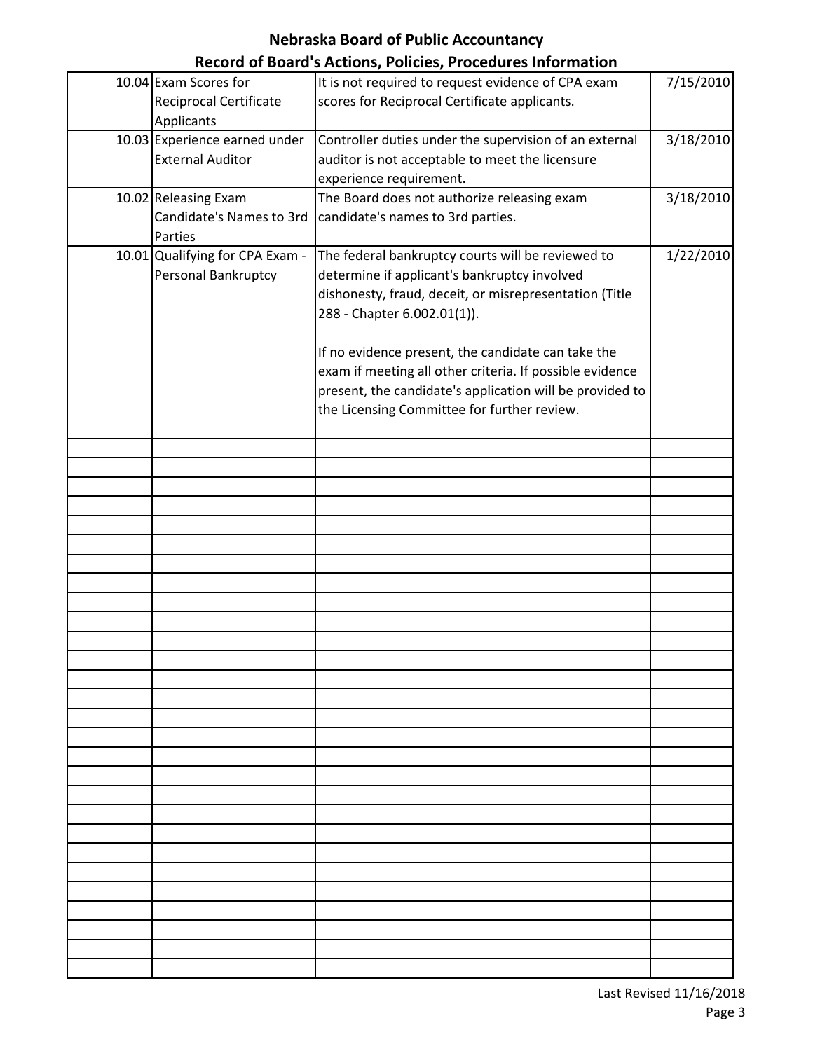# Nebraska Board of Public Accountancy

## Record of Board's Actions, Policies, Procedures Information

| | | | |
|---|---|---|---|
| 10.04 | Exam Scores for Reciprocal Certificate Applicants | It is not required to request evidence of CPA exam scores for Reciprocal Certificate applicants. | 7/15/2010 |
| 10.03 | Experience earned under External Auditor | Controller duties under the supervision of an external auditor is not acceptable to meet the licensure experience requirement. | 3/18/2010 |
| 10.02 | Releasing Exam Candidate's Names to 3rd Parties | The Board does not authorize releasing exam candidate's names to 3rd parties. | 3/18/2010 |
| 10.01 | Qualifying for CPA Exam - Personal Bankruptcy | The federal bankruptcy courts will be reviewed to determine if applicant's bankruptcy involved dishonesty, fraud, deceit, or misrepresentation (Title 288 - Chapter 6.002.01(1)).<br><br>If no evidence present, the candidate can take the exam if meeting all other criteria. If possible evidence present, the candidate's application will be provided to the Licensing Committee for further review. | 1/22/2010 |

Last Revised 11/16/2018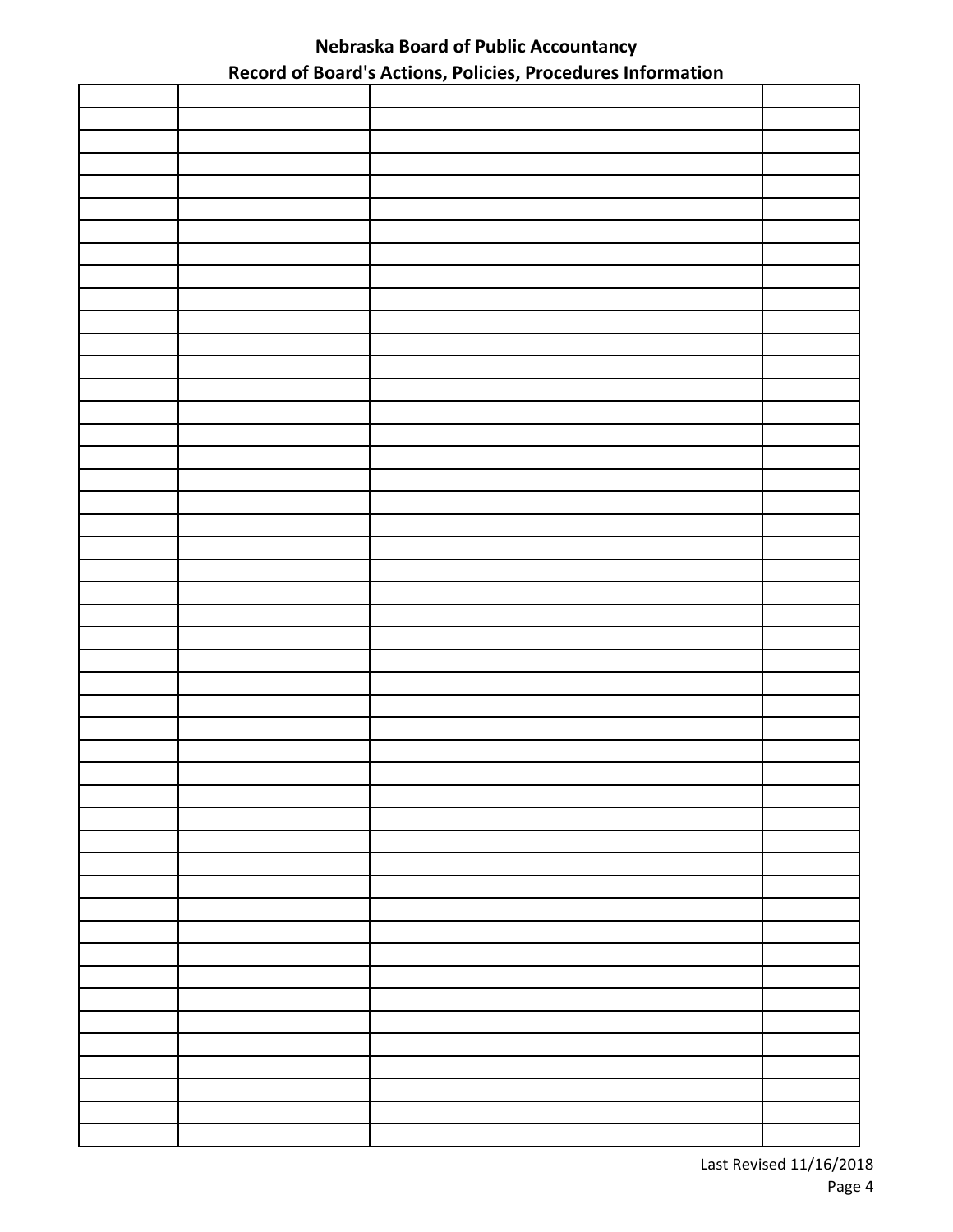# Nebraska Board of Public Accountancy
## Record of Board's Actions, Policies, Procedures Information

| | | | |
|---|---|---|---|
| | | | |
| | | | |
| | | | |
| | | | |
| | | | |
| | | | |
| | | | |
| | | | |
| | | | |
| | | | |
| | | | |
| | | | |
| | | | |
| | | | |
| | | | |
| | | | |
| | | | |
| | | | |
| | | | |
| | | | |
| | | | |
| | | | |
| | | | |
| | | | |
| | | | |
| | | | |
| | | | |
| | | | |
| | | | |
| | | | |
| | | | |
| | | | |
| | | | |
| | | | |
| | | | |
| | | | |
| | | | |
| | | | |
| | | | |
| | | | |
| | | | |
| | | | |
| | | | |
| | | | |
| | | | |
| | | | |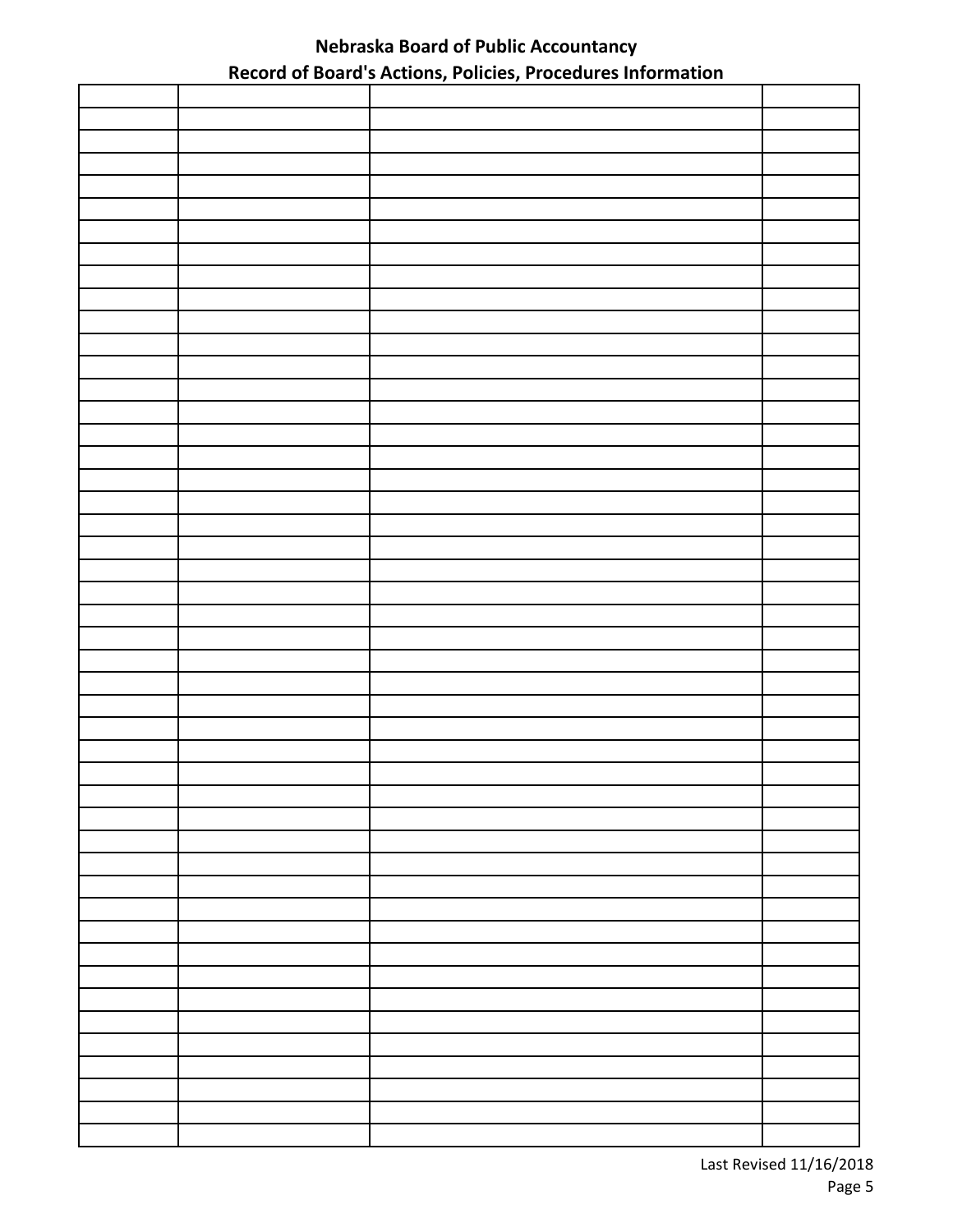# Nebraska Board of Public Accountancy
## Record of Board's Actions, Policies, Procedures Information

| | | | |
|---|---|---|---|
| | | | |
| | | | |
| | | | |
| | | | |
| | | | |
| | | | |
| | | | |
| | | | |
| | | | |
| | | | |
| | | | |
| | | | |
| | | | |
| | | | |
| | | | |
| | | | |
| | | | |
| | | | |
| | | | |
| | | | |
| | | | |
| | | | |
| | | | |
| | | | |
| | | | |
| | | | |
| | | | |
| | | | |
| | | | |
| | | | |
| | | | |
| | | | |
| | | | |
| | | | |
| | | | |
| | | | |
| | | | |
| | | | |
| | | | |
| | | | |
| | | | |
| | | | |
| | | | |
| | | | |
| | | | |
| | | | |

Last Revised 11/16/2018